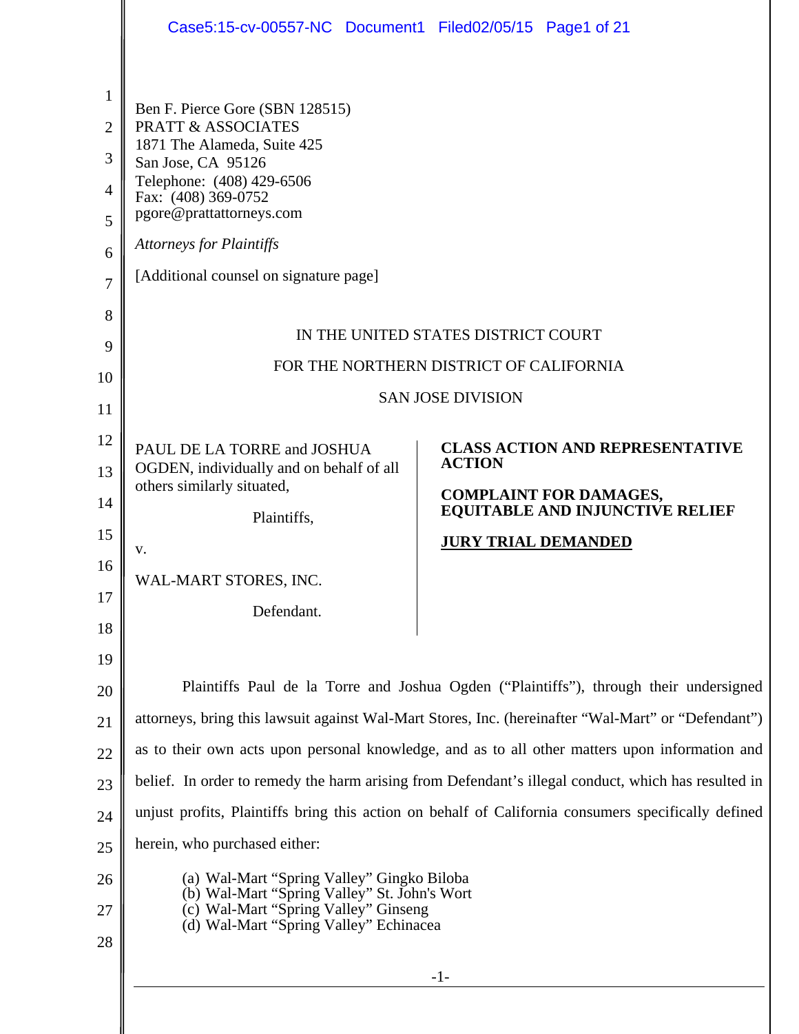Ben F. Pierce Gore (SBN 128515)
PRATT & ASSOCIATES
1871 The Alameda, Suite 425
San Jose, CA 95126
Telephone: (408) 429-6506
Fax: (408) 369-0752
pgore@prattattorneys.com

*Attorneys for Plaintiffs*

[Additional counsel on signature page]

IN THE UNITED STATES DISTRICT COURT

FOR THE NORTHERN DISTRICT OF CALIFORNIA

SAN JOSE DIVISION

PAUL DE LA TORRE and JOSHUA OGDEN, individually and on behalf of all others similarly situated,

Plaintiffs,

v.

WAL-MART STORES, INC.

Defendant.

**CLASS ACTION AND REPRESENTATIVE ACTION**

**COMPLAINT FOR DAMAGES, EQUITABLE AND INJUNCTIVE RELIEF**

**JURY TRIAL DEMANDED**

Plaintiffs Paul de la Torre and Joshua Ogden ("Plaintiffs"), through their undersigned attorneys, bring this lawsuit against Wal-Mart Stores, Inc. (hereinafter "Wal-Mart" or "Defendant") as to their own acts upon personal knowledge, and as to all other matters upon information and belief. In order to remedy the harm arising from Defendant's illegal conduct, which has resulted in unjust profits, Plaintiffs bring this action on behalf of California consumers specifically defined herein, who purchased either:

(a) Wal-Mart "Spring Valley" Gingko Biloba
(b) Wal-Mart "Spring Valley" St. John's Wort
(c) Wal-Mart "Spring Valley" Ginseng
(d) Wal-Mart "Spring Valley" Echinacea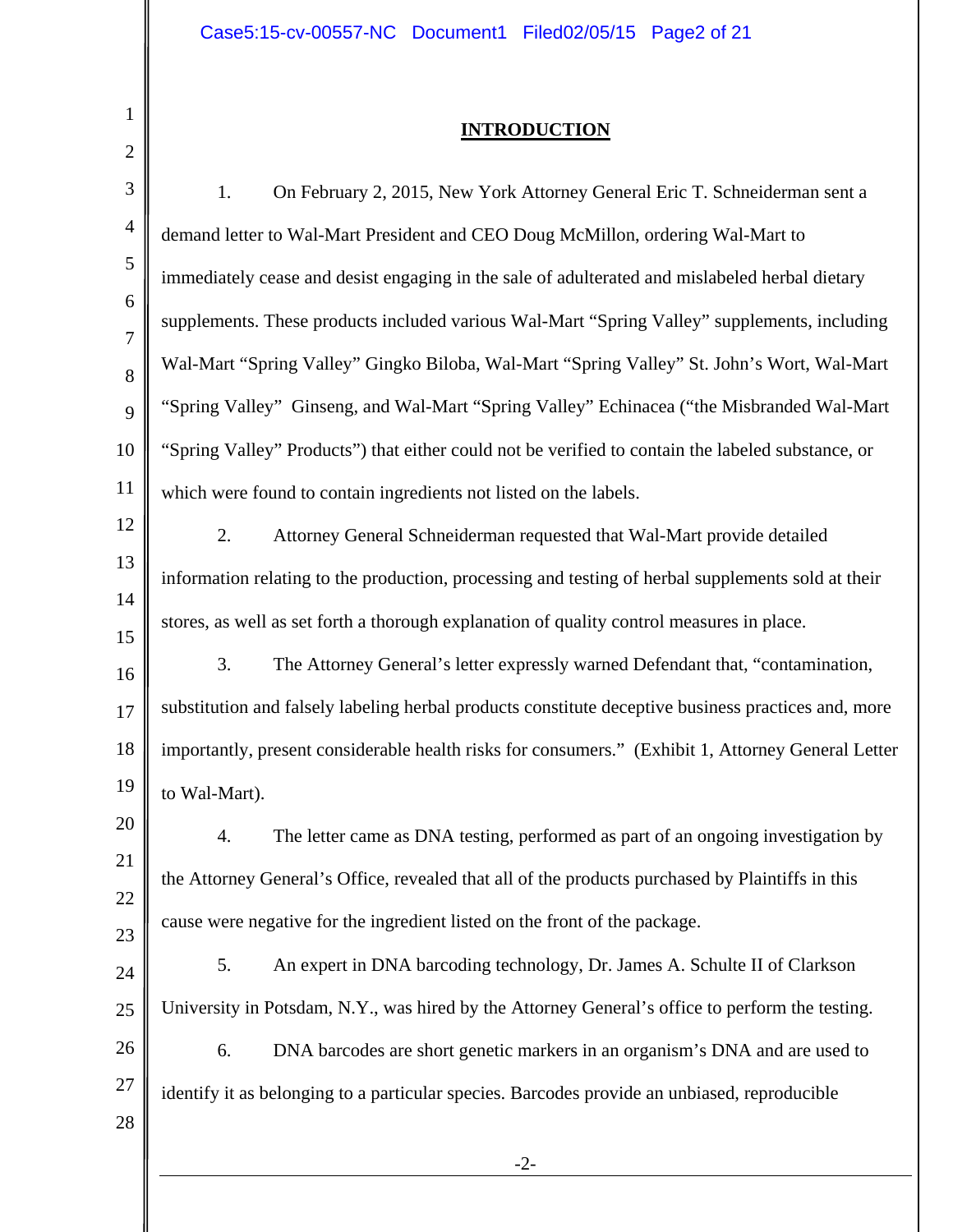## INTRODUCTION

1. On February 2, 2015, New York Attorney General Eric T. Schneiderman sent a demand letter to Wal-Mart President and CEO Doug McMillon, ordering Wal-Mart to immediately cease and desist engaging in the sale of adulterated and mislabeled herbal dietary supplements. These products included various Wal-Mart "Spring Valley" supplements, including Wal-Mart "Spring Valley" Gingko Biloba, Wal-Mart "Spring Valley" St. John's Wort, Wal-Mart "Spring Valley" Ginseng, and Wal-Mart "Spring Valley" Echinacea ("the Misbranded Wal-Mart "Spring Valley" Products") that either could not be verified to contain the labeled substance, or which were found to contain ingredients not listed on the labels.

2. Attorney General Schneiderman requested that Wal-Mart provide detailed information relating to the production, processing and testing of herbal supplements sold at their stores, as well as set forth a thorough explanation of quality control measures in place.

3. The Attorney General's letter expressly warned Defendant that, "contamination, substitution and falsely labeling herbal products constitute deceptive business practices and, more importantly, present considerable health risks for consumers." (Exhibit 1, Attorney General Letter to Wal-Mart).

4. The letter came as DNA testing, performed as part of an ongoing investigation by the Attorney General's Office, revealed that all of the products purchased by Plaintiffs in this cause were negative for the ingredient listed on the front of the package.

5. An expert in DNA barcoding technology, Dr. James A. Schulte II of Clarkson University in Potsdam, N.Y., was hired by the Attorney General's office to perform the testing.

6. DNA barcodes are short genetic markers in an organism's DNA and are used to identify it as belonging to a particular species. Barcodes provide an unbiased, reproducible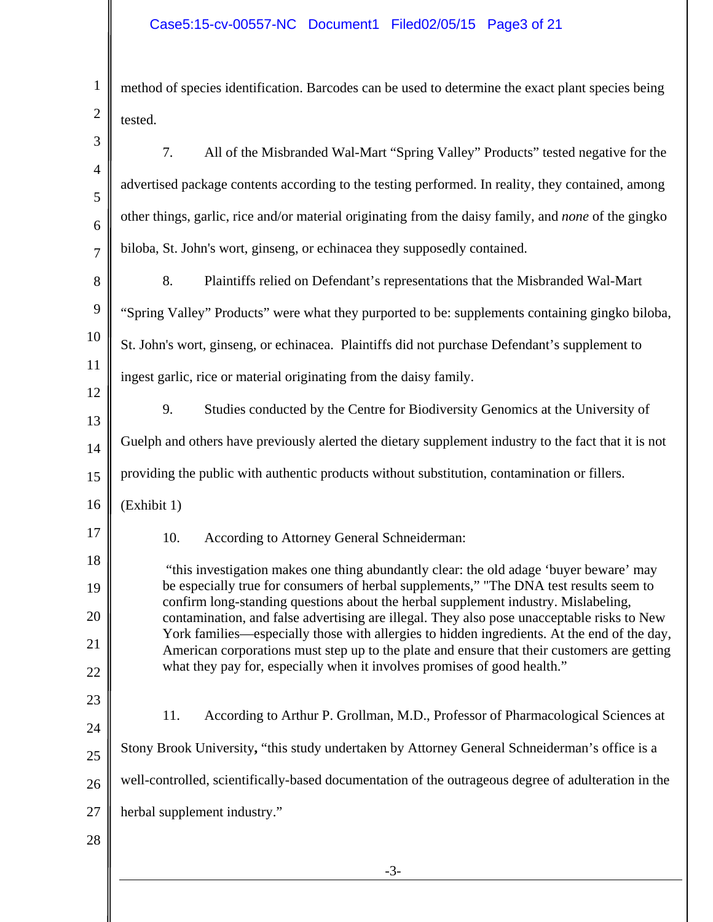method of species identification. Barcodes can be used to determine the exact plant species being tested.

7. All of the Misbranded Wal-Mart "Spring Valley" Products" tested negative for the advertised package contents according to the testing performed. In reality, they contained, among other things, garlic, rice and/or material originating from the daisy family, and *none* of the gingko biloba, St. John's wort, ginseng, or echinacea they supposedly contained.

8. Plaintiffs relied on Defendant's representations that the Misbranded Wal-Mart "Spring Valley" Products" were what they purported to be: supplements containing gingko biloba, St. John's wort, ginseng, or echinacea. Plaintiffs did not purchase Defendant's supplement to ingest garlic, rice or material originating from the daisy family.

9. Studies conducted by the Centre for Biodiversity Genomics at the University of Guelph and others have previously alerted the dietary supplement industry to the fact that it is not providing the public with authentic products without substitution, contamination or fillers. (Exhibit 1)

10. According to Attorney General Schneiderman:

> "this investigation makes one thing abundantly clear: the old adage 'buyer beware' may be especially true for consumers of herbal supplements," "The DNA test results seem to confirm long-standing questions about the herbal supplement industry. Mislabeling, contamination, and false advertising are illegal. They also pose unacceptable risks to New York families—especially those with allergies to hidden ingredients. At the end of the day, American corporations must step up to the plate and ensure that their customers are getting what they pay for, especially when it involves promises of good health."

11. According to Arthur P. Grollman, M.D., Professor of Pharmacological Sciences at Stony Brook University**,** "this study undertaken by Attorney General Schneiderman's office is a well-controlled, scientifically-based documentation of the outrageous degree of adulteration in the herbal supplement industry."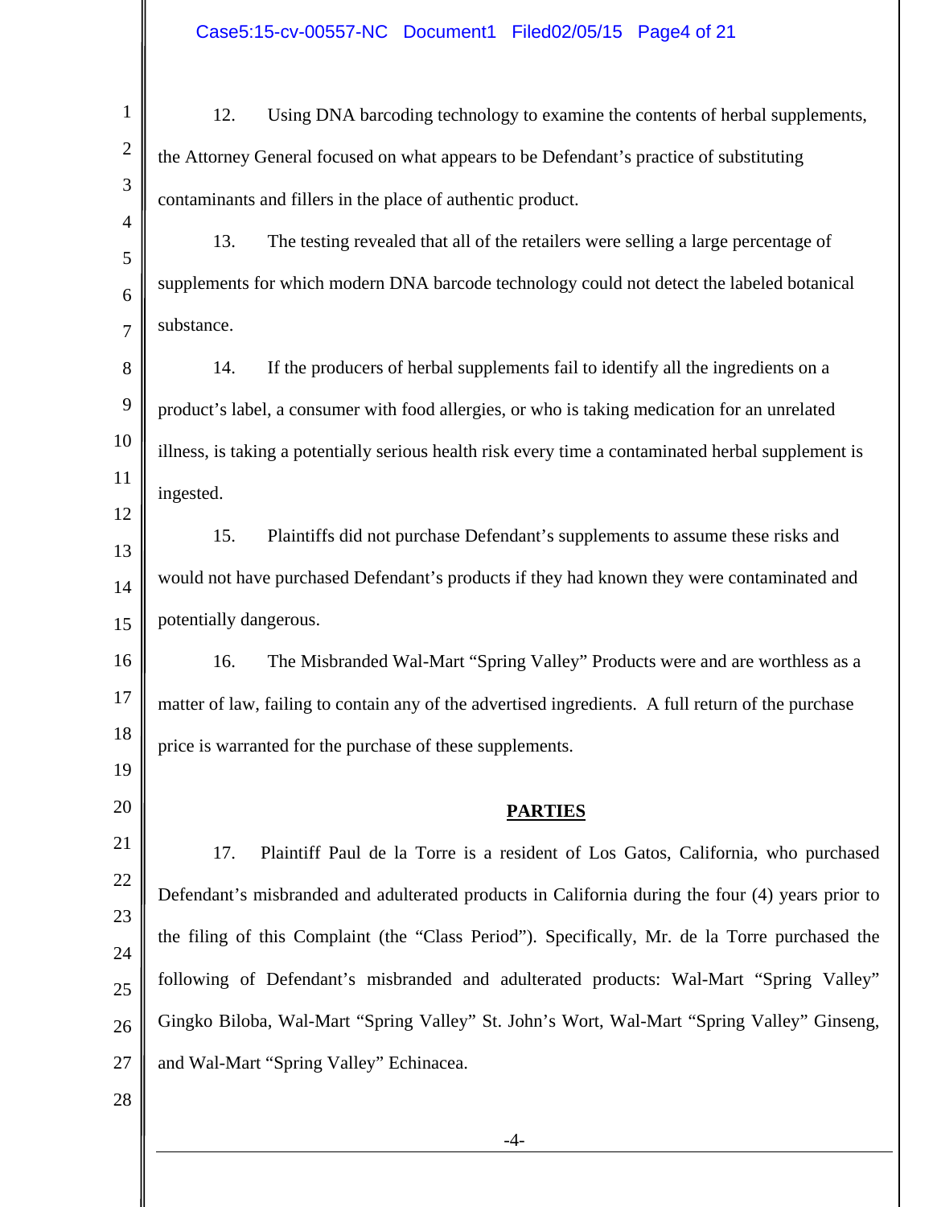12. Using DNA barcoding technology to examine the contents of herbal supplements, the Attorney General focused on what appears to be Defendant's practice of substituting contaminants and fillers in the place of authentic product.

13. The testing revealed that all of the retailers were selling a large percentage of supplements for which modern DNA barcode technology could not detect the labeled botanical substance.

14. If the producers of herbal supplements fail to identify all the ingredients on a product's label, a consumer with food allergies, or who is taking medication for an unrelated illness, is taking a potentially serious health risk every time a contaminated herbal supplement is ingested.

15. Plaintiffs did not purchase Defendant's supplements to assume these risks and would not have purchased Defendant's products if they had known they were contaminated and potentially dangerous.

16. The Misbranded Wal-Mart "Spring Valley" Products were and are worthless as a matter of law, failing to contain any of the advertised ingredients. A full return of the purchase price is warranted for the purchase of these supplements.

## PARTIES

17. Plaintiff Paul de la Torre is a resident of Los Gatos, California, who purchased Defendant's misbranded and adulterated products in California during the four (4) years prior to the filing of this Complaint (the "Class Period"). Specifically, Mr. de la Torre purchased the following of Defendant's misbranded and adulterated products: Wal-Mart "Spring Valley" Gingko Biloba, Wal-Mart "Spring Valley" St. John's Wort, Wal-Mart "Spring Valley" Ginseng, and Wal-Mart "Spring Valley" Echinacea.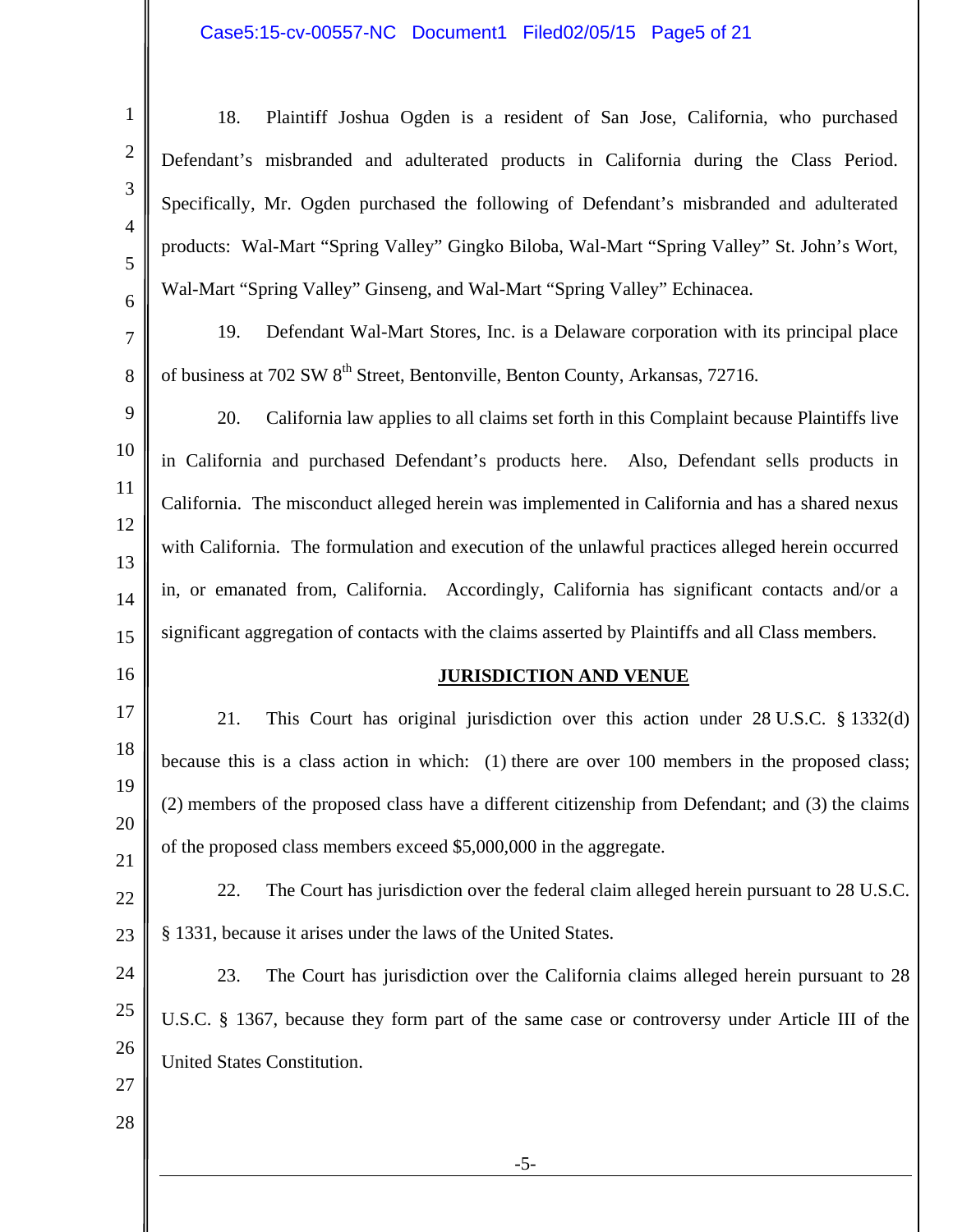18. Plaintiff Joshua Ogden is a resident of San Jose, California, who purchased Defendant's misbranded and adulterated products in California during the Class Period. Specifically, Mr. Ogden purchased the following of Defendant's misbranded and adulterated products: Wal-Mart "Spring Valley" Gingko Biloba, Wal-Mart "Spring Valley" St. John's Wort, Wal-Mart "Spring Valley" Ginseng, and Wal-Mart "Spring Valley" Echinacea.

19. Defendant Wal-Mart Stores, Inc. is a Delaware corporation with its principal place of business at 702 SW 8th Street, Bentonville, Benton County, Arkansas, 72716.

20. California law applies to all claims set forth in this Complaint because Plaintiffs live in California and purchased Defendant's products here. Also, Defendant sells products in California. The misconduct alleged herein was implemented in California and has a shared nexus with California. The formulation and execution of the unlawful practices alleged herein occurred in, or emanated from, California. Accordingly, California has significant contacts and/or a significant aggregation of contacts with the claims asserted by Plaintiffs and all Class members.

## JURISDICTION AND VENUE

21. This Court has original jurisdiction over this action under 28 U.S.C. § 1332(d) because this is a class action in which: (1) there are over 100 members in the proposed class; (2) members of the proposed class have a different citizenship from Defendant; and (3) the claims of the proposed class members exceed $5,000,000 in the aggregate.

22. The Court has jurisdiction over the federal claim alleged herein pursuant to 28 U.S.C. § 1331, because it arises under the laws of the United States.

23. The Court has jurisdiction over the California claims alleged herein pursuant to 28 U.S.C. § 1367, because they form part of the same case or controversy under Article III of the United States Constitution.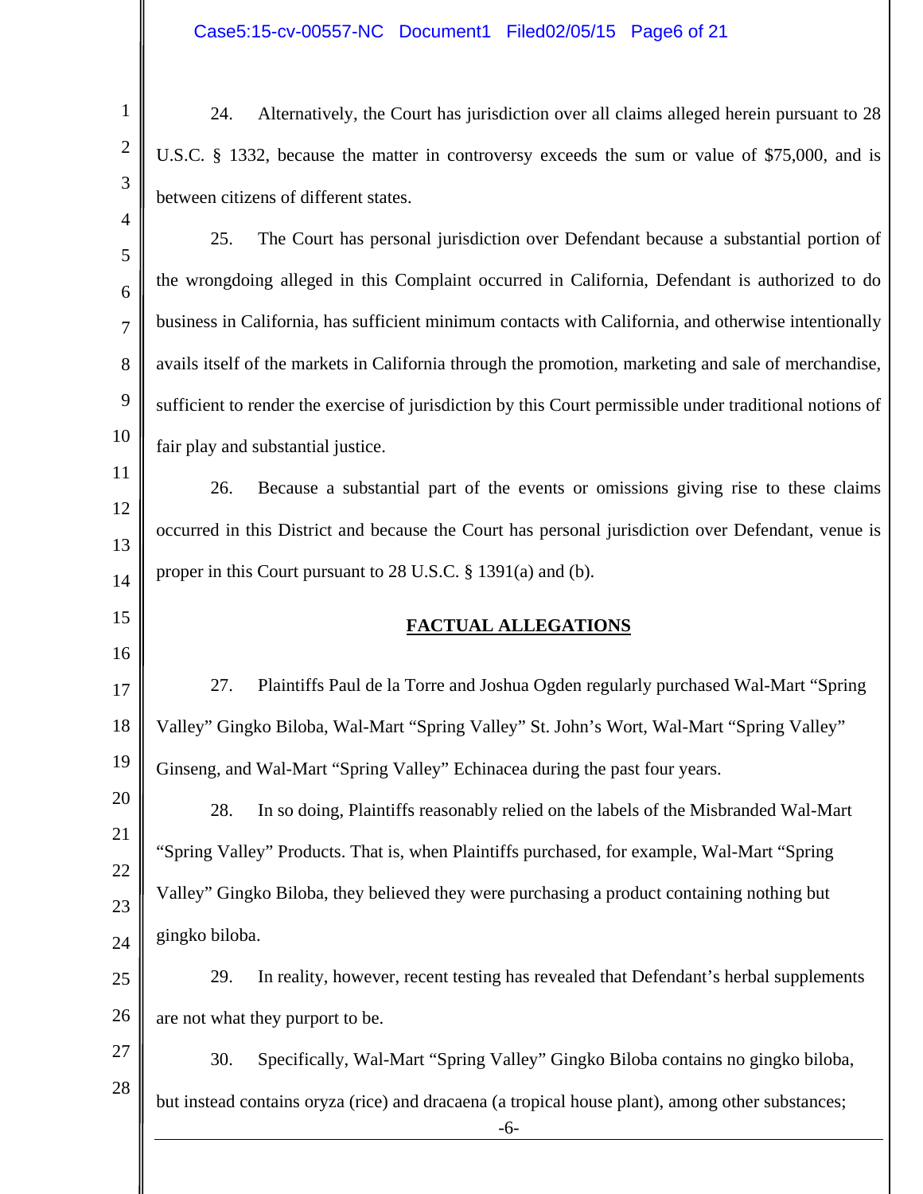24. Alternatively, the Court has jurisdiction over all claims alleged herein pursuant to 28 U.S.C. § 1332, because the matter in controversy exceeds the sum or value of $75,000, and is between citizens of different states.

25. The Court has personal jurisdiction over Defendant because a substantial portion of the wrongdoing alleged in this Complaint occurred in California, Defendant is authorized to do business in California, has sufficient minimum contacts with California, and otherwise intentionally avails itself of the markets in California through the promotion, marketing and sale of merchandise, sufficient to render the exercise of jurisdiction by this Court permissible under traditional notions of fair play and substantial justice.

26. Because a substantial part of the events or omissions giving rise to these claims occurred in this District and because the Court has personal jurisdiction over Defendant, venue is proper in this Court pursuant to 28 U.S.C. § 1391(a) and (b).

## FACTUAL ALLEGATIONS

27. Plaintiffs Paul de la Torre and Joshua Ogden regularly purchased Wal-Mart "Spring Valley" Gingko Biloba, Wal-Mart "Spring Valley" St. John's Wort, Wal-Mart "Spring Valley" Ginseng, and Wal-Mart "Spring Valley" Echinacea during the past four years.

28. In so doing, Plaintiffs reasonably relied on the labels of the Misbranded Wal-Mart "Spring Valley" Products. That is, when Plaintiffs purchased, for example, Wal-Mart "Spring Valley" Gingko Biloba, they believed they were purchasing a product containing nothing but gingko biloba.

29. In reality, however, recent testing has revealed that Defendant's herbal supplements are not what they purport to be.

30. Specifically, Wal-Mart "Spring Valley" Gingko Biloba contains no gingko biloba, but instead contains oryza (rice) and dracaena (a tropical house plant), among other substances;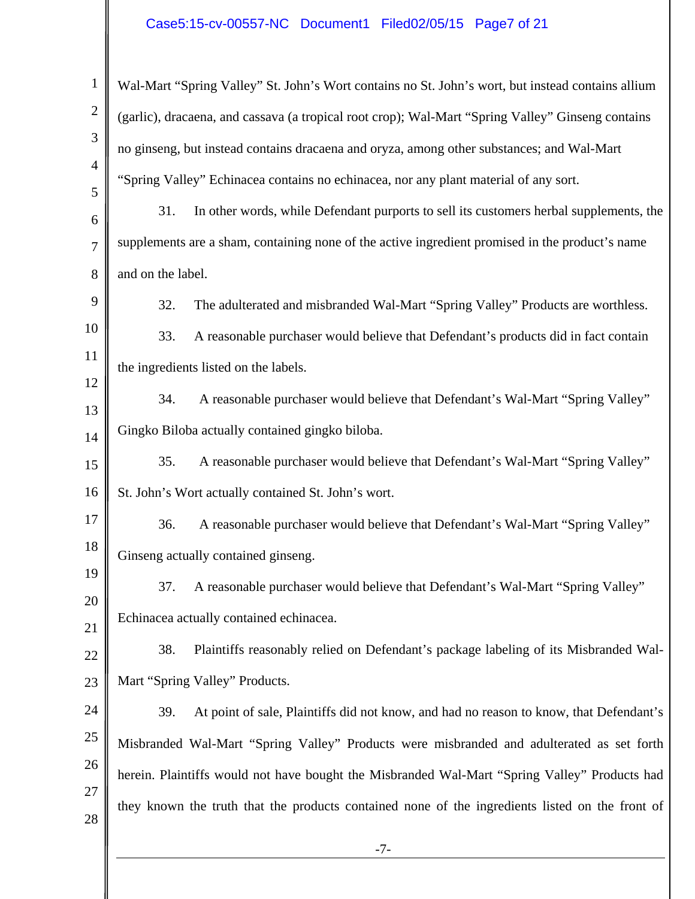Wal-Mart “Spring Valley” St. John’s Wort contains no St. John’s wort, but instead contains allium (garlic), dracaena, and cassava (a tropical root crop); Wal-Mart “Spring Valley” Ginseng contains no ginseng, but instead contains dracaena and oryza, among other substances; and Wal-Mart “Spring Valley” Echinacea contains no echinacea, nor any plant material of any sort.

31. In other words, while Defendant purports to sell its customers herbal supplements, the supplements are a sham, containing none of the active ingredient promised in the product’s name and on the label.

32. The adulterated and misbranded Wal-Mart “Spring Valley” Products are worthless.

33. A reasonable purchaser would believe that Defendant’s products did in fact contain the ingredients listed on the labels.

34. A reasonable purchaser would believe that Defendant’s Wal-Mart “Spring Valley” Gingko Biloba actually contained gingko biloba.

35. A reasonable purchaser would believe that Defendant’s Wal-Mart “Spring Valley” St. John’s Wort actually contained St. John’s wort.

36. A reasonable purchaser would believe that Defendant’s Wal-Mart “Spring Valley” Ginseng actually contained ginseng.

37. A reasonable purchaser would believe that Defendant’s Wal-Mart “Spring Valley” Echinacea actually contained echinacea.

38. Plaintiffs reasonably relied on Defendant’s package labeling of its Misbranded Wal-Mart “Spring Valley” Products.

39. At point of sale, Plaintiffs did not know, and had no reason to know, that Defendant’s Misbranded Wal-Mart “Spring Valley” Products were misbranded and adulterated as set forth herein. Plaintiffs would not have bought the Misbranded Wal-Mart “Spring Valley” Products had they known the truth that the products contained none of the ingredients listed on the front of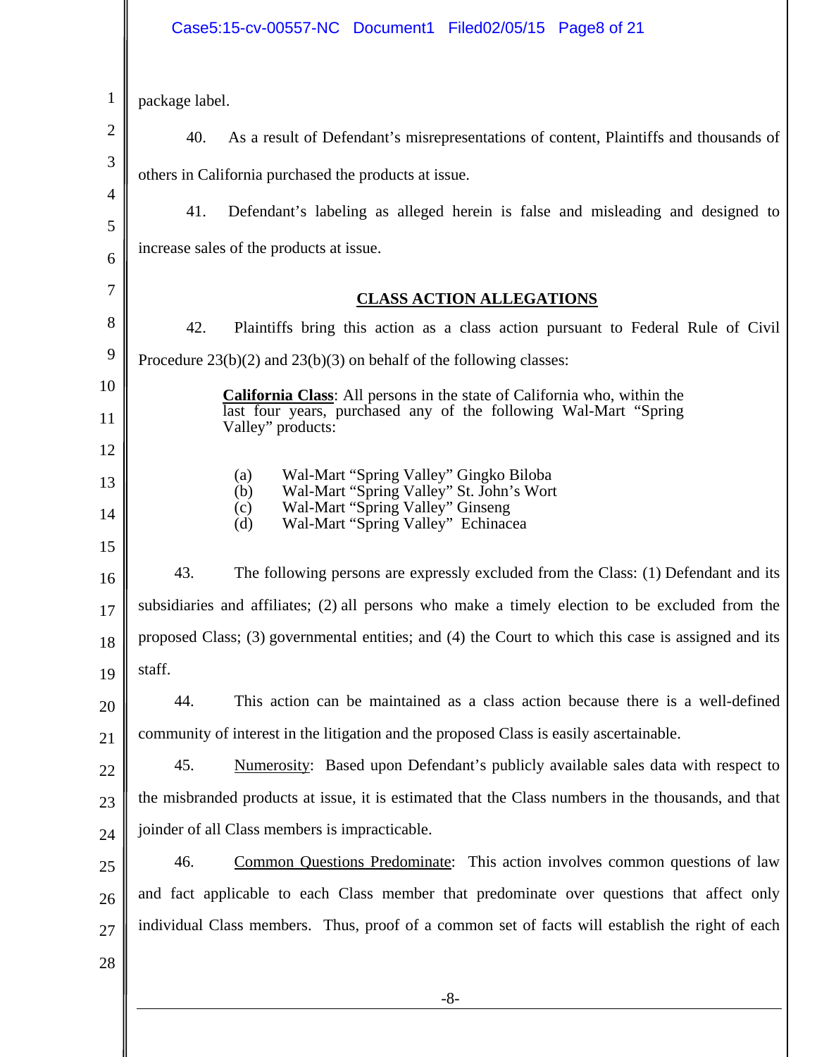package label.

40. As a result of Defendant's misrepresentations of content, Plaintiffs and thousands of others in California purchased the products at issue.

41. Defendant's labeling as alleged herein is false and misleading and designed to increase sales of the products at issue.

## CLASS ACTION ALLEGATIONS

42. Plaintiffs bring this action as a class action pursuant to Federal Rule of Civil Procedure 23(b)(2) and 23(b)(3) on behalf of the following classes:

> **California Class**: All persons in the state of California who, within the last four years, purchased any of the following Wal-Mart "Spring Valley" products:
>
> (a) Wal-Mart "Spring Valley" Gingko Biloba
> (b) Wal-Mart "Spring Valley" St. John's Wort
> (c) Wal-Mart "Spring Valley" Ginseng
> (d) Wal-Mart "Spring Valley" Echinacea

43. The following persons are expressly excluded from the Class: (1) Defendant and its subsidiaries and affiliates; (2) all persons who make a timely election to be excluded from the proposed Class; (3) governmental entities; and (4) the Court to which this case is assigned and its staff.

44. This action can be maintained as a class action because there is a well-defined community of interest in the litigation and the proposed Class is easily ascertainable.

45. Numerosity: Based upon Defendant's publicly available sales data with respect to the misbranded products at issue, it is estimated that the Class numbers in the thousands, and that joinder of all Class members is impracticable.

46. Common Questions Predominate: This action involves common questions of law and fact applicable to each Class member that predominate over questions that affect only individual Class members. Thus, proof of a common set of facts will establish the right of each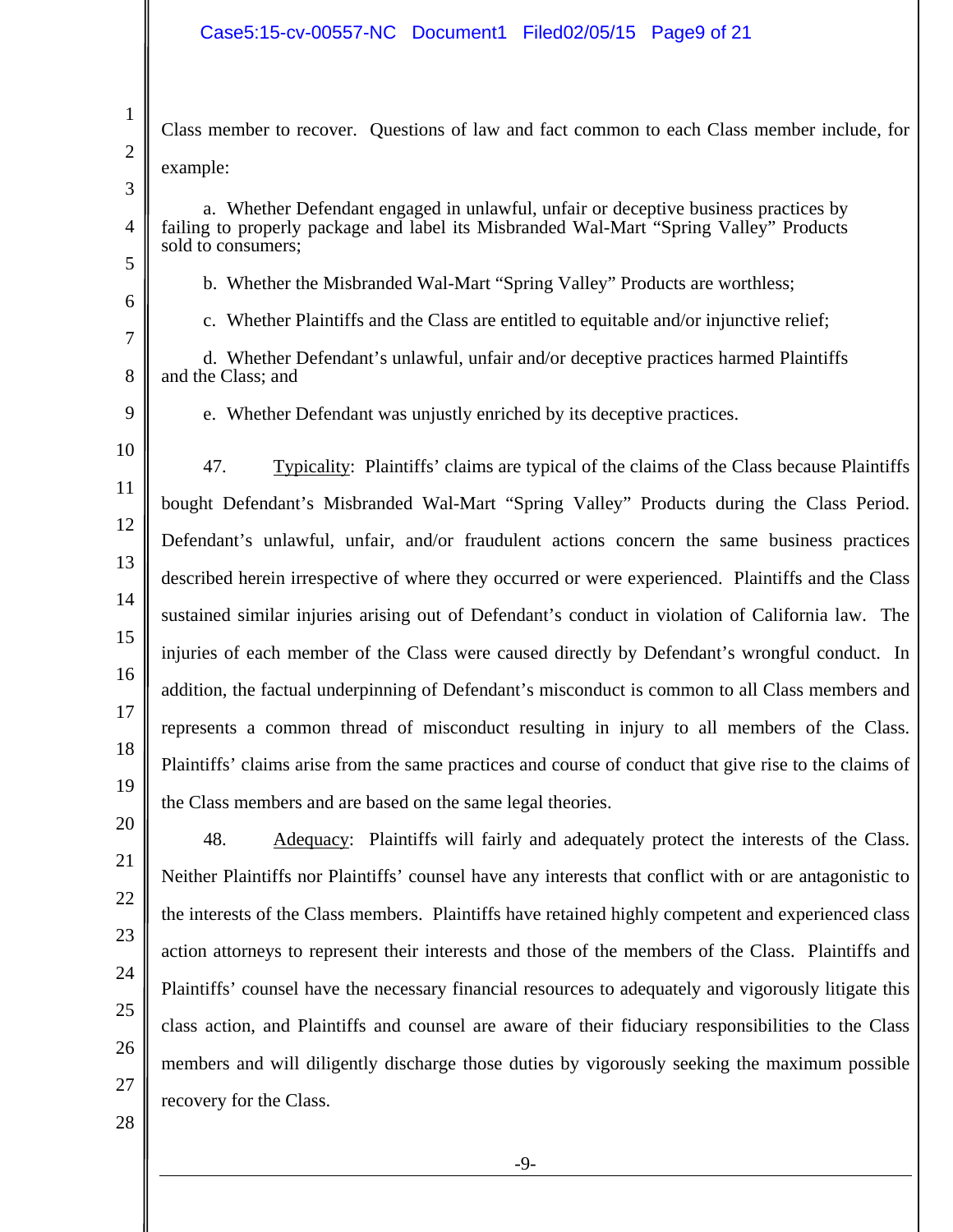Class member to recover. Questions of law and fact common to each Class member include, for example:

a. Whether Defendant engaged in unlawful, unfair or deceptive business practices by failing to properly package and label its Misbranded Wal-Mart "Spring Valley" Products sold to consumers;

b. Whether the Misbranded Wal-Mart "Spring Valley" Products are worthless;

c. Whether Plaintiffs and the Class are entitled to equitable and/or injunctive relief;

d. Whether Defendant's unlawful, unfair and/or deceptive practices harmed Plaintiffs and the Class; and

e. Whether Defendant was unjustly enriched by its deceptive practices.

47. Typicality: Plaintiffs' claims are typical of the claims of the Class because Plaintiffs bought Defendant's Misbranded Wal-Mart "Spring Valley" Products during the Class Period. Defendant's unlawful, unfair, and/or fraudulent actions concern the same business practices described herein irrespective of where they occurred or were experienced. Plaintiffs and the Class sustained similar injuries arising out of Defendant's conduct in violation of California law. The injuries of each member of the Class were caused directly by Defendant's wrongful conduct. In addition, the factual underpinning of Defendant's misconduct is common to all Class members and represents a common thread of misconduct resulting in injury to all members of the Class. Plaintiffs' claims arise from the same practices and course of conduct that give rise to the claims of the Class members and are based on the same legal theories.

48. Adequacy: Plaintiffs will fairly and adequately protect the interests of the Class. Neither Plaintiffs nor Plaintiffs' counsel have any interests that conflict with or are antagonistic to the interests of the Class members. Plaintiffs have retained highly competent and experienced class action attorneys to represent their interests and those of the members of the Class. Plaintiffs and Plaintiffs' counsel have the necessary financial resources to adequately and vigorously litigate this class action, and Plaintiffs and counsel are aware of their fiduciary responsibilities to the Class members and will diligently discharge those duties by vigorously seeking the maximum possible recovery for the Class.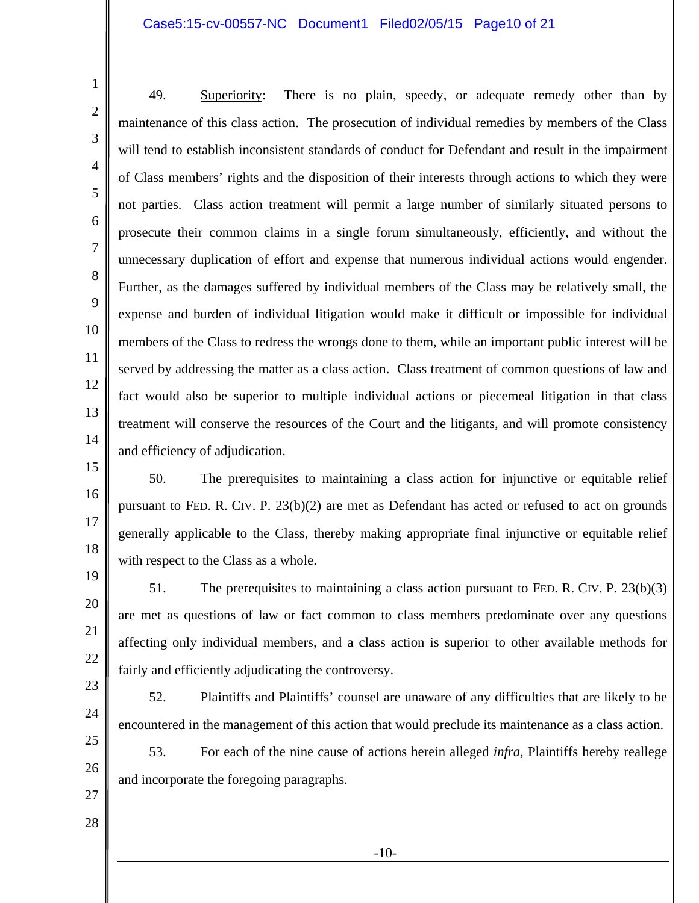49. Superiority: There is no plain, speedy, or adequate remedy other than by maintenance of this class action. The prosecution of individual remedies by members of the Class will tend to establish inconsistent standards of conduct for Defendant and result in the impairment of Class members' rights and the disposition of their interests through actions to which they were not parties. Class action treatment will permit a large number of similarly situated persons to prosecute their common claims in a single forum simultaneously, efficiently, and without the unnecessary duplication of effort and expense that numerous individual actions would engender. Further, as the damages suffered by individual members of the Class may be relatively small, the expense and burden of individual litigation would make it difficult or impossible for individual members of the Class to redress the wrongs done to them, while an important public interest will be served by addressing the matter as a class action. Class treatment of common questions of law and fact would also be superior to multiple individual actions or piecemeal litigation in that class treatment will conserve the resources of the Court and the litigants, and will promote consistency and efficiency of adjudication.

50. The prerequisites to maintaining a class action for injunctive or equitable relief pursuant to FED. R. CIV. P. 23(b)(2) are met as Defendant has acted or refused to act on grounds generally applicable to the Class, thereby making appropriate final injunctive or equitable relief with respect to the Class as a whole.

51. The prerequisites to maintaining a class action pursuant to FED. R. CIV. P. 23(b)(3) are met as questions of law or fact common to class members predominate over any questions affecting only individual members, and a class action is superior to other available methods for fairly and efficiently adjudicating the controversy.

52. Plaintiffs and Plaintiffs' counsel are unaware of any difficulties that are likely to be encountered in the management of this action that would preclude its maintenance as a class action.

53. For each of the nine cause of actions herein alleged *infra*, Plaintiffs hereby reallege and incorporate the foregoing paragraphs.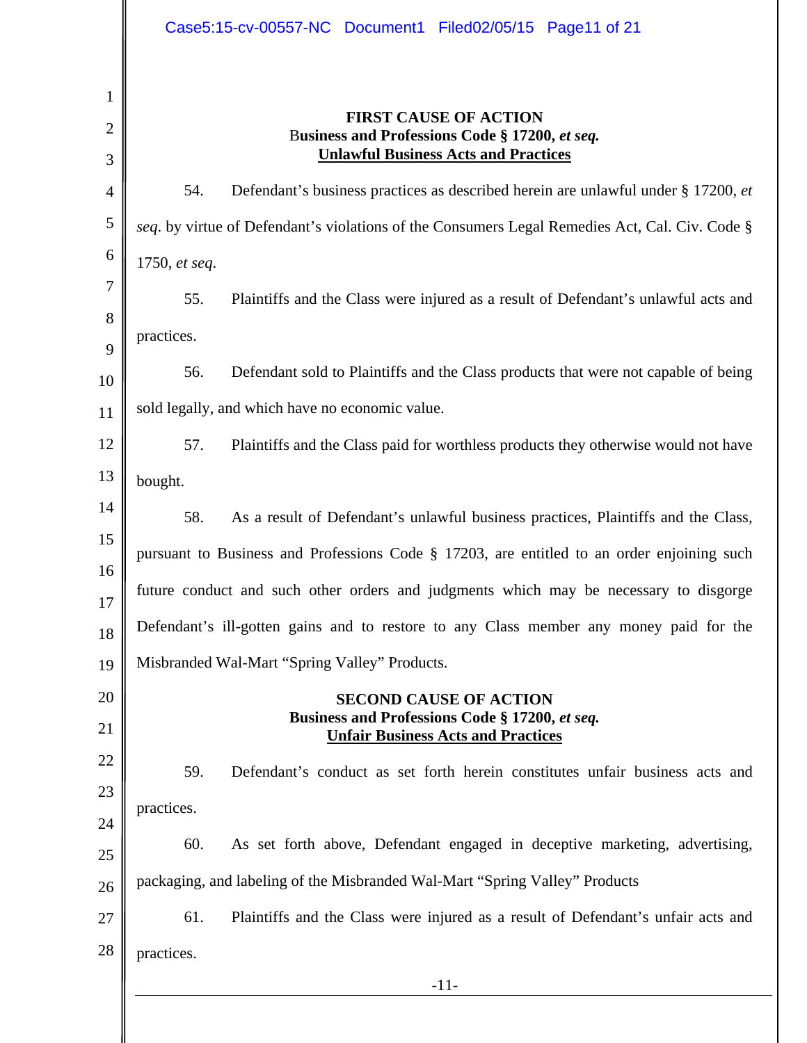**FIRST CAUSE OF ACTION**
**Business and Professions Code § 17200, *et seq.***
**Unlawful Business Acts and Practices**

54. Defendant's business practices as described herein are unlawful under § 17200, *et seq*. by virtue of Defendant's violations of the Consumers Legal Remedies Act, Cal. Civ. Code § 1750, *et seq*.

55. Plaintiffs and the Class were injured as a result of Defendant's unlawful acts and practices.

56. Defendant sold to Plaintiffs and the Class products that were not capable of being sold legally, and which have no economic value.

57. Plaintiffs and the Class paid for worthless products they otherwise would not have bought.

58. As a result of Defendant's unlawful business practices, Plaintiffs and the Class, pursuant to Business and Professions Code § 17203, are entitled to an order enjoining such future conduct and such other orders and judgments which may be necessary to disgorge Defendant's ill-gotten gains and to restore to any Class member any money paid for the Misbranded Wal-Mart "Spring Valley" Products.

**SECOND CAUSE OF ACTION**
**Business and Professions Code § 17200, *et seq.***
**Unfair Business Acts and Practices**

59. Defendant's conduct as set forth herein constitutes unfair business acts and practices.

60. As set forth above, Defendant engaged in deceptive marketing, advertising, packaging, and labeling of the Misbranded Wal-Mart "Spring Valley" Products

61. Plaintiffs and the Class were injured as a result of Defendant's unfair acts and practices.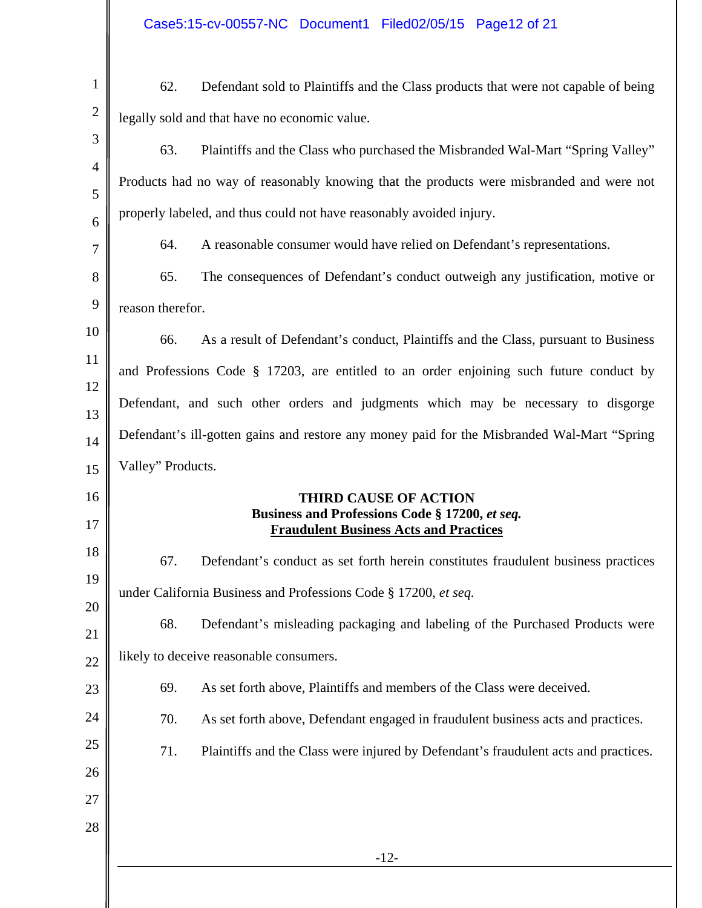62. Defendant sold to Plaintiffs and the Class products that were not capable of being legally sold and that have no economic value.

63. Plaintiffs and the Class who purchased the Misbranded Wal-Mart "Spring Valley" Products had no way of reasonably knowing that the products were misbranded and were not properly labeled, and thus could not have reasonably avoided injury.

64. A reasonable consumer would have relied on Defendant's representations.

65. The consequences of Defendant's conduct outweigh any justification, motive or reason therefor.

66. As a result of Defendant's conduct, Plaintiffs and the Class, pursuant to Business and Professions Code § 17203, are entitled to an order enjoining such future conduct by Defendant, and such other orders and judgments which may be necessary to disgorge Defendant's ill-gotten gains and restore any money paid for the Misbranded Wal-Mart "Spring Valley" Products.

**THIRD CAUSE OF ACTION**
**Business and Professions Code § 17200, *et seq.***
**Fraudulent Business Acts and Practices**

67. Defendant's conduct as set forth herein constitutes fraudulent business practices under California Business and Professions Code § 17200, *et seq.*

68. Defendant's misleading packaging and labeling of the Purchased Products were likely to deceive reasonable consumers.

69. As set forth above, Plaintiffs and members of the Class were deceived.

70. As set forth above, Defendant engaged in fraudulent business acts and practices.

71. Plaintiffs and the Class were injured by Defendant's fraudulent acts and practices.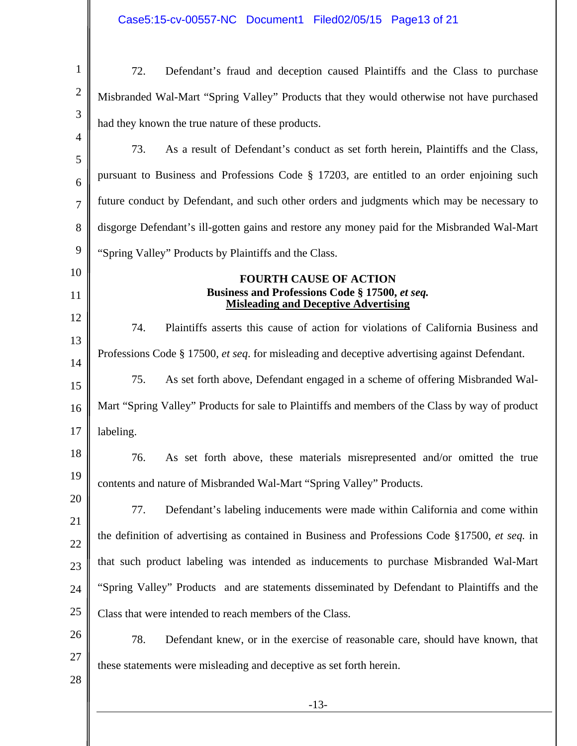72. Defendant's fraud and deception caused Plaintiffs and the Class to purchase Misbranded Wal-Mart "Spring Valley" Products that they would otherwise not have purchased had they known the true nature of these products.

73. As a result of Defendant's conduct as set forth herein, Plaintiffs and the Class, pursuant to Business and Professions Code § 17203, are entitled to an order enjoining such future conduct by Defendant, and such other orders and judgments which may be necessary to disgorge Defendant's ill-gotten gains and restore any money paid for the Misbranded Wal-Mart "Spring Valley" Products by Plaintiffs and the Class.

**FOURTH CAUSE OF ACTION**
**Business and Professions Code § 17500, *et seq.***
**Misleading and Deceptive Advertising**

74. Plaintiffs asserts this cause of action for violations of California Business and Professions Code § 17500, *et seq*. for misleading and deceptive advertising against Defendant.

75. As set forth above, Defendant engaged in a scheme of offering Misbranded Wal-Mart "Spring Valley" Products for sale to Plaintiffs and members of the Class by way of product labeling.

76. As set forth above, these materials misrepresented and/or omitted the true contents and nature of Misbranded Wal-Mart "Spring Valley" Products.

77. Defendant's labeling inducements were made within California and come within the definition of advertising as contained in Business and Professions Code §17500, *et seq.* in that such product labeling was intended as inducements to purchase Misbranded Wal-Mart "Spring Valley" Products and are statements disseminated by Defendant to Plaintiffs and the Class that were intended to reach members of the Class.

78. Defendant knew, or in the exercise of reasonable care, should have known, that these statements were misleading and deceptive as set forth herein.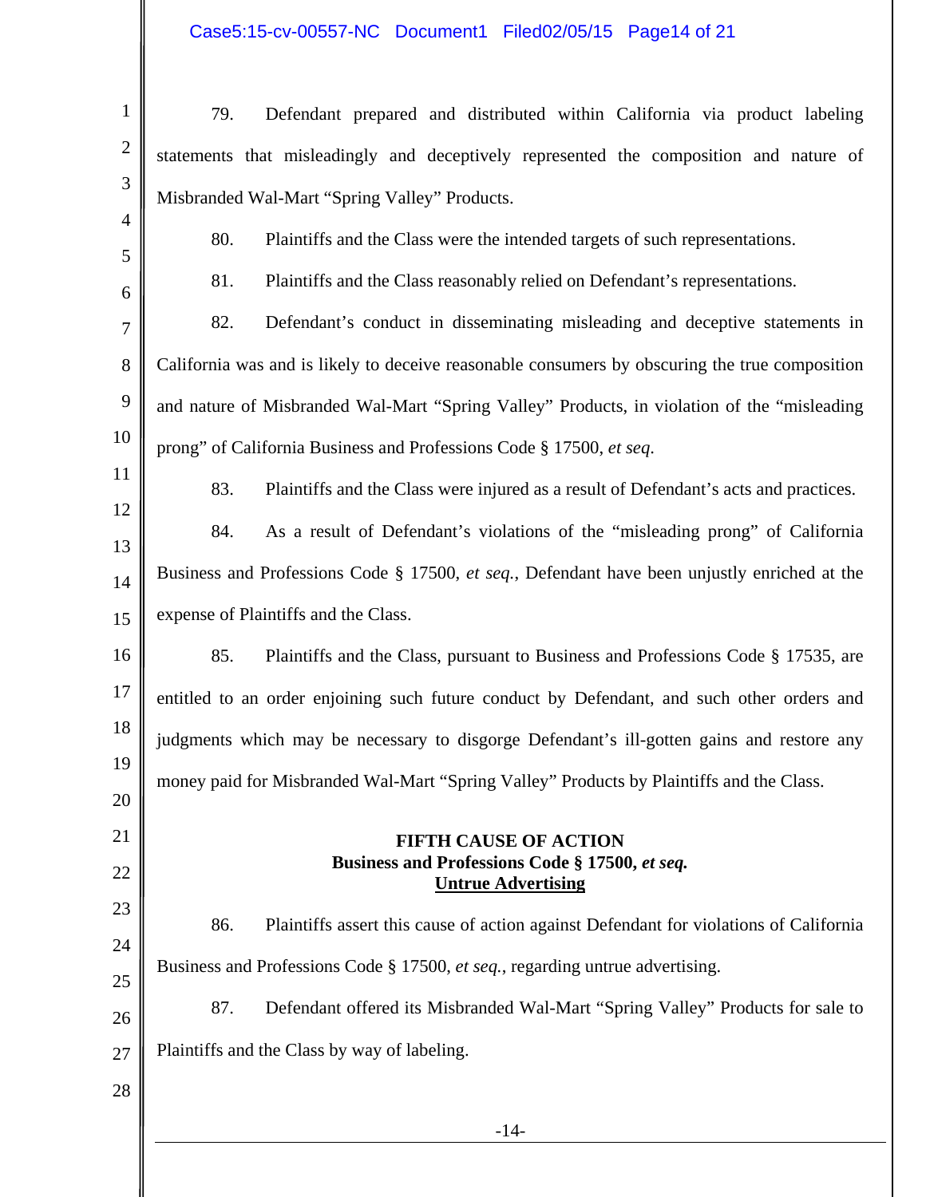79. Defendant prepared and distributed within California via product labeling statements that misleadingly and deceptively represented the composition and nature of Misbranded Wal-Mart "Spring Valley" Products.

80. Plaintiffs and the Class were the intended targets of such representations.

81. Plaintiffs and the Class reasonably relied on Defendant's representations.

82. Defendant's conduct in disseminating misleading and deceptive statements in California was and is likely to deceive reasonable consumers by obscuring the true composition and nature of Misbranded Wal-Mart "Spring Valley" Products, in violation of the "misleading prong" of California Business and Professions Code § 17500, *et seq.*

83. Plaintiffs and the Class were injured as a result of Defendant's acts and practices.

84. As a result of Defendant's violations of the "misleading prong" of California Business and Professions Code § 17500, *et seq.*, Defendant have been unjustly enriched at the expense of Plaintiffs and the Class.

85. Plaintiffs and the Class, pursuant to Business and Professions Code § 17535, are entitled to an order enjoining such future conduct by Defendant, and such other orders and judgments which may be necessary to disgorge Defendant's ill-gotten gains and restore any money paid for Misbranded Wal-Mart "Spring Valley" Products by Plaintiffs and the Class.

**FIFTH CAUSE OF ACTION**
**Business and Professions Code § 17500, *et seq.***
**Untrue Advertising**

86. Plaintiffs assert this cause of action against Defendant for violations of California Business and Professions Code § 17500, *et seq.*, regarding untrue advertising.

87. Defendant offered its Misbranded Wal-Mart "Spring Valley" Products for sale to Plaintiffs and the Class by way of labeling.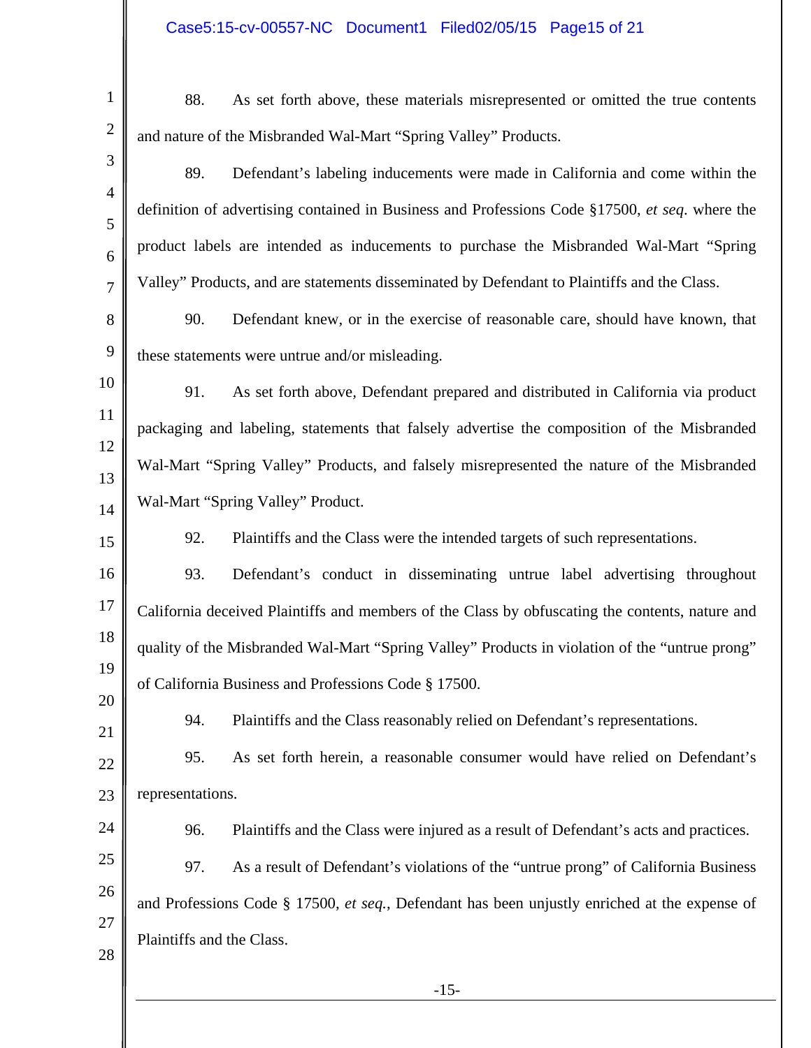88. As set forth above, these materials misrepresented or omitted the true contents and nature of the Misbranded Wal-Mart "Spring Valley" Products.

89. Defendant's labeling inducements were made in California and come within the definition of advertising contained in Business and Professions Code §17500, *et seq.* where the product labels are intended as inducements to purchase the Misbranded Wal-Mart "Spring Valley" Products, and are statements disseminated by Defendant to Plaintiffs and the Class.

90. Defendant knew, or in the exercise of reasonable care, should have known, that these statements were untrue and/or misleading.

91. As set forth above, Defendant prepared and distributed in California via product packaging and labeling, statements that falsely advertise the composition of the Misbranded Wal-Mart "Spring Valley" Products, and falsely misrepresented the nature of the Misbranded Wal-Mart "Spring Valley" Product.

92. Plaintiffs and the Class were the intended targets of such representations.

93. Defendant's conduct in disseminating untrue label advertising throughout California deceived Plaintiffs and members of the Class by obfuscating the contents, nature and quality of the Misbranded Wal-Mart "Spring Valley" Products in violation of the "untrue prong" of California Business and Professions Code § 17500.

94. Plaintiffs and the Class reasonably relied on Defendant's representations.

95. As set forth herein, a reasonable consumer would have relied on Defendant's representations.

96. Plaintiffs and the Class were injured as a result of Defendant's acts and practices.

97. As a result of Defendant's violations of the "untrue prong" of California Business and Professions Code § 17500, *et seq.*, Defendant has been unjustly enriched at the expense of Plaintiffs and the Class.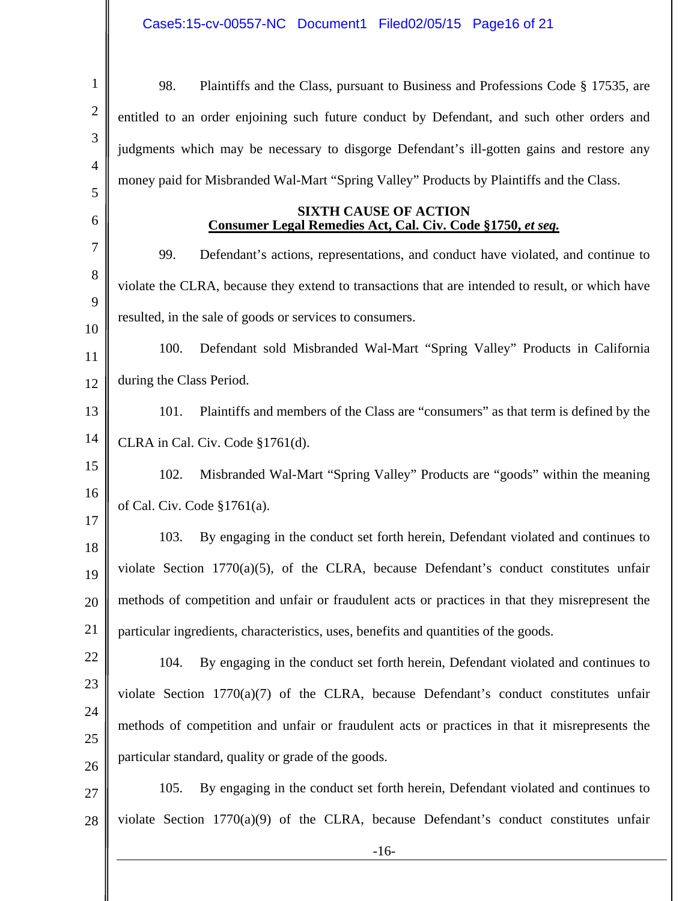98. Plaintiffs and the Class, pursuant to Business and Professions Code § 17535, are entitled to an order enjoining such future conduct by Defendant, and such other orders and judgments which may be necessary to disgorge Defendant's ill-gotten gains and restore any money paid for Misbranded Wal-Mart "Spring Valley" Products by Plaintiffs and the Class.

**SIXTH CAUSE OF ACTION**
**Consumer Legal Remedies Act, Cal. Civ. Code §1750, *et seq.***

99. Defendant's actions, representations, and conduct have violated, and continue to violate the CLRA, because they extend to transactions that are intended to result, or which have resulted, in the sale of goods or services to consumers.

100. Defendant sold Misbranded Wal-Mart "Spring Valley" Products in California during the Class Period.

101. Plaintiffs and members of the Class are "consumers" as that term is defined by the CLRA in Cal. Civ. Code §1761(d).

102. Misbranded Wal-Mart "Spring Valley" Products are "goods" within the meaning of Cal. Civ. Code §1761(a).

103. By engaging in the conduct set forth herein, Defendant violated and continues to violate Section 1770(a)(5), of the CLRA, because Defendant's conduct constitutes unfair methods of competition and unfair or fraudulent acts or practices in that they misrepresent the particular ingredients, characteristics, uses, benefits and quantities of the goods.

104. By engaging in the conduct set forth herein, Defendant violated and continues to violate Section 1770(a)(7) of the CLRA, because Defendant's conduct constitutes unfair methods of competition and unfair or fraudulent acts or practices in that it misrepresents the particular standard, quality or grade of the goods.

105. By engaging in the conduct set forth herein, Defendant violated and continues to violate Section 1770(a)(9) of the CLRA, because Defendant's conduct constitutes unfair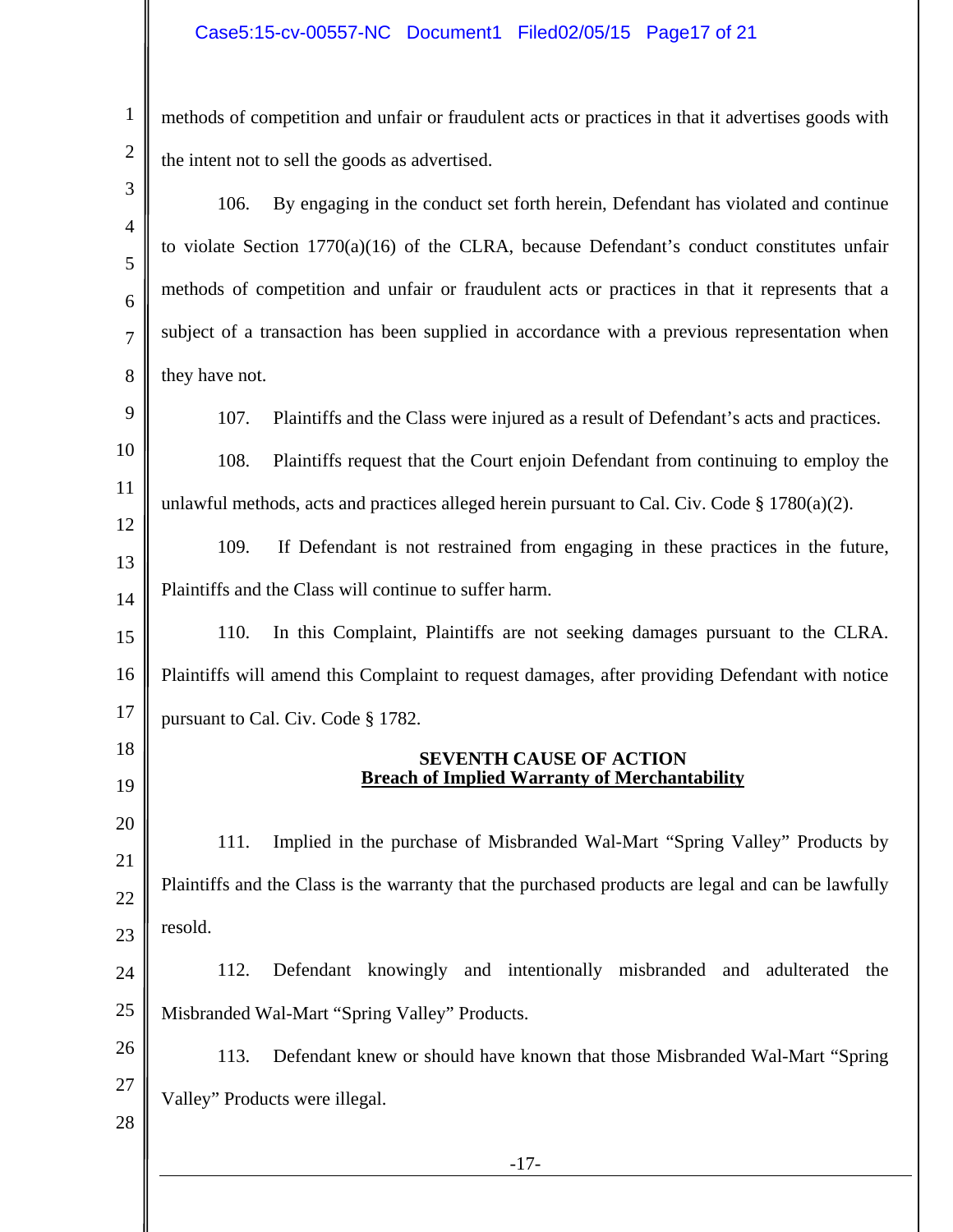methods of competition and unfair or fraudulent acts or practices in that it advertises goods with the intent not to sell the goods as advertised.

106. By engaging in the conduct set forth herein, Defendant has violated and continue to violate Section 1770(a)(16) of the CLRA, because Defendant's conduct constitutes unfair methods of competition and unfair or fraudulent acts or practices in that it represents that a subject of a transaction has been supplied in accordance with a previous representation when they have not.

107. Plaintiffs and the Class were injured as a result of Defendant's acts and practices.

108. Plaintiffs request that the Court enjoin Defendant from continuing to employ the unlawful methods, acts and practices alleged herein pursuant to Cal. Civ. Code § 1780(a)(2).

109. If Defendant is not restrained from engaging in these practices in the future, Plaintiffs and the Class will continue to suffer harm.

110. In this Complaint, Plaintiffs are not seeking damages pursuant to the CLRA. Plaintiffs will amend this Complaint to request damages, after providing Defendant with notice pursuant to Cal. Civ. Code § 1782.

**SEVENTH CAUSE OF ACTION**
**Breach of Implied Warranty of Merchantability**

111. Implied in the purchase of Misbranded Wal-Mart "Spring Valley" Products by Plaintiffs and the Class is the warranty that the purchased products are legal and can be lawfully resold.

112. Defendant knowingly and intentionally misbranded and adulterated the Misbranded Wal-Mart "Spring Valley" Products.

113. Defendant knew or should have known that those Misbranded Wal-Mart "Spring Valley" Products were illegal.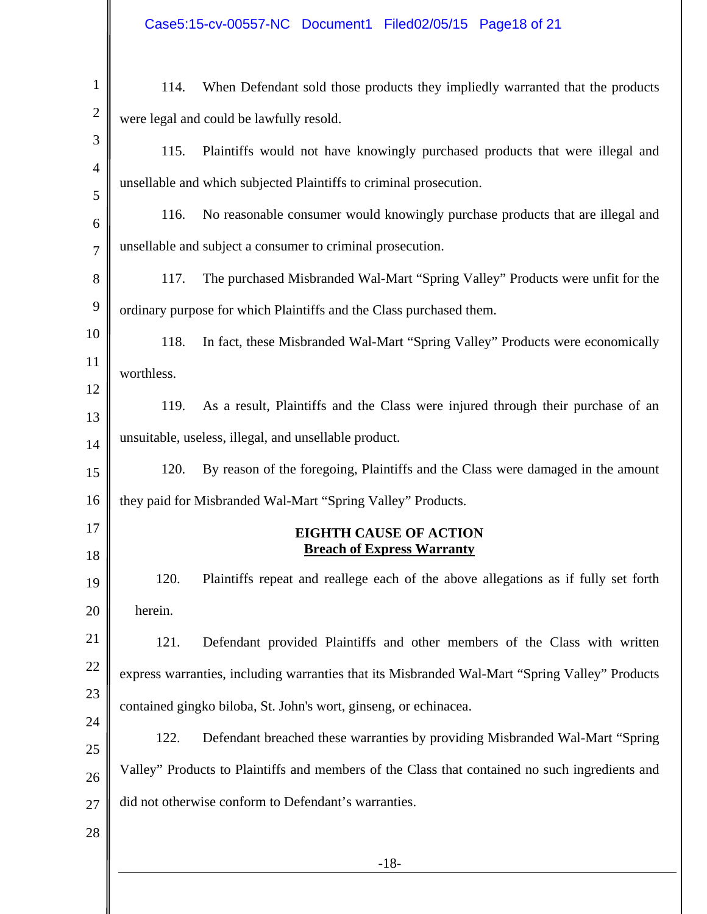114. When Defendant sold those products they impliedly warranted that the products were legal and could be lawfully resold.

115. Plaintiffs would not have knowingly purchased products that were illegal and unsellable and which subjected Plaintiffs to criminal prosecution.

116. No reasonable consumer would knowingly purchase products that are illegal and unsellable and subject a consumer to criminal prosecution.

117. The purchased Misbranded Wal-Mart "Spring Valley" Products were unfit for the ordinary purpose for which Plaintiffs and the Class purchased them.

118. In fact, these Misbranded Wal-Mart "Spring Valley" Products were economically worthless.

119. As a result, Plaintiffs and the Class were injured through their purchase of an unsuitable, useless, illegal, and unsellable product.

120. By reason of the foregoing, Plaintiffs and the Class were damaged in the amount they paid for Misbranded Wal-Mart "Spring Valley" Products.

**EIGHTH CAUSE OF ACTION**
**Breach of Express Warranty**

120. Plaintiffs repeat and reallege each of the above allegations as if fully set forth herein.

121. Defendant provided Plaintiffs and other members of the Class with written express warranties, including warranties that its Misbranded Wal-Mart "Spring Valley" Products contained gingko biloba, St. John's wort, ginseng, or echinacea.

122. Defendant breached these warranties by providing Misbranded Wal-Mart "Spring Valley" Products to Plaintiffs and members of the Class that contained no such ingredients and did not otherwise conform to Defendant's warranties.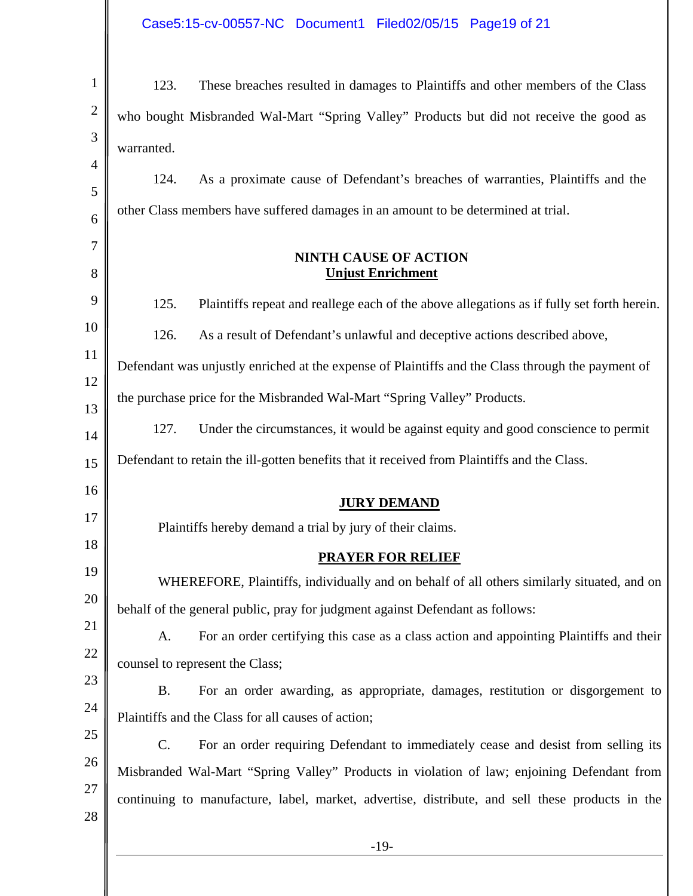123. These breaches resulted in damages to Plaintiffs and other members of the Class who bought Misbranded Wal-Mart "Spring Valley" Products but did not receive the good as warranted.

124. As a proximate cause of Defendant's breaches of warranties, Plaintiffs and the other Class members have suffered damages in an amount to be determined at trial.

**NINTH CAUSE OF ACTION**
**Unjust Enrichment**

125. Plaintiffs repeat and reallege each of the above allegations as if fully set forth herein.

126. As a result of Defendant's unlawful and deceptive actions described above, Defendant was unjustly enriched at the expense of Plaintiffs and the Class through the payment of the purchase price for the Misbranded Wal-Mart "Spring Valley" Products.

127. Under the circumstances, it would be against equity and good conscience to permit Defendant to retain the ill-gotten benefits that it received from Plaintiffs and the Class.

**JURY DEMAND**

Plaintiffs hereby demand a trial by jury of their claims.

**PRAYER FOR RELIEF**

WHEREFORE, Plaintiffs, individually and on behalf of all others similarly situated, and on behalf of the general public, pray for judgment against Defendant as follows:

A. For an order certifying this case as a class action and appointing Plaintiffs and their counsel to represent the Class;

B. For an order awarding, as appropriate, damages, restitution or disgorgement to Plaintiffs and the Class for all causes of action;

C. For an order requiring Defendant to immediately cease and desist from selling its Misbranded Wal-Mart "Spring Valley" Products in violation of law; enjoining Defendant from continuing to manufacture, label, market, advertise, distribute, and sell these products in the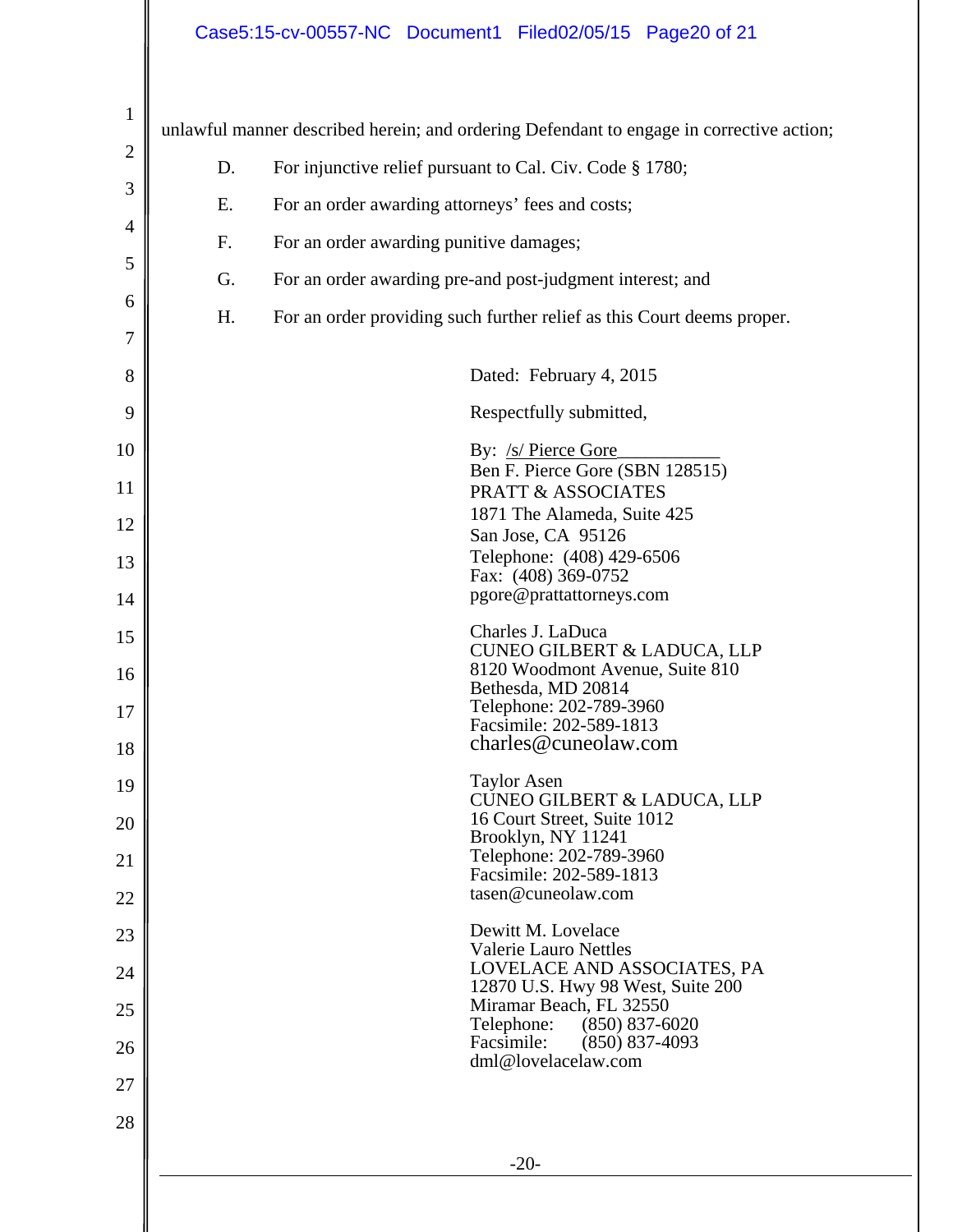unlawful manner described herein; and ordering Defendant to engage in corrective action;

D. For injunctive relief pursuant to Cal. Civ. Code § 1780;

E. For an order awarding attorneys' fees and costs;

F. For an order awarding punitive damages;

G. For an order awarding pre-and post-judgment interest; and

H. For an order providing such further relief as this Court deems proper.

Dated: February 4, 2015

Respectfully submitted,

By: /s/ Pierce Gore___________
Ben F. Pierce Gore (SBN 128515)
PRATT & ASSOCIATES
1871 The Alameda, Suite 425
San Jose, CA 95126
Telephone: (408) 429-6506
Fax: (408) 369-0752
pgore@prattattorneys.com

Charles J. LaDuca
CUNEO GILBERT & LADUCA, LLP
8120 Woodmont Avenue, Suite 810
Bethesda, MD 20814
Telephone: 202-789-3960
Facsimile: 202-589-1813
charles@cuneolaw.com

Taylor Asen
CUNEO GILBERT & LADUCA, LLP
16 Court Street, Suite 1012
Brooklyn, NY 11241
Telephone: 202-789-3960
Facsimile: 202-589-1813
tasen@cuneolaw.com

Dewitt M. Lovelace
Valerie Lauro Nettles
LOVELACE AND ASSOCIATES, PA
12870 U.S. Hwy 98 West, Suite 200
Miramar Beach, FL 32550
Telephone: (850) 837-6020
Facsimile: (850) 837-4093
dml@lovelacelaw.com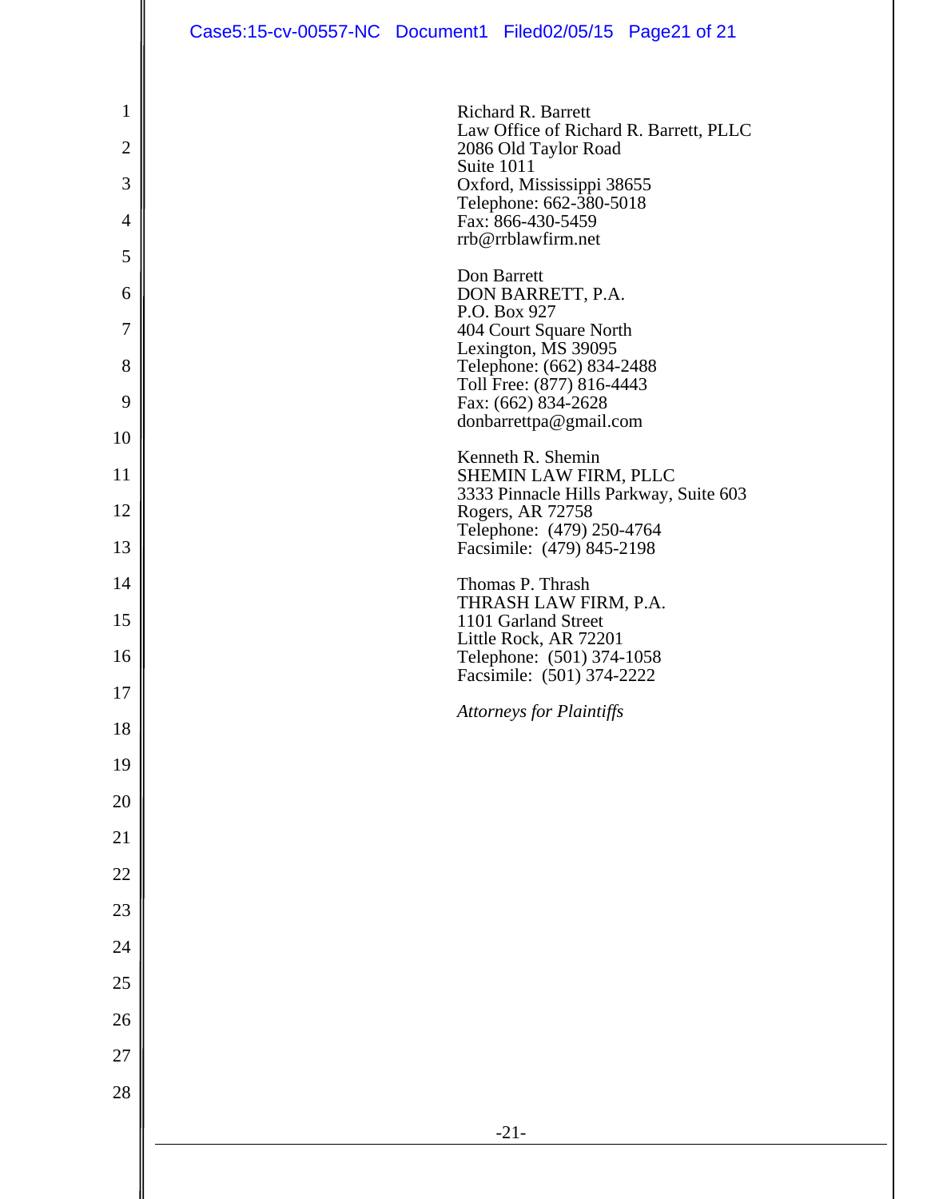Richard R. Barrett
Law Office of Richard R. Barrett, PLLC
2086 Old Taylor Road
Suite 1011
Oxford, Mississippi 38655
Telephone: 662-380-5018
Fax: 866-430-5459
rrb@rrblawfirm.net

Don Barrett
DON BARRETT, P.A.
P.O. Box 927
404 Court Square North
Lexington, MS 39095
Telephone: (662) 834-2488
Toll Free: (877) 816-4443
Fax: (662) 834-2628
donbarrettpa@gmail.com

Kenneth R. Shemin
SHEMIN LAW FIRM, PLLC
3333 Pinnacle Hills Parkway, Suite 603
Rogers, AR 72758
Telephone: (479) 250-4764
Facsimile: (479) 845-2198

Thomas P. Thrash
THRASH LAW FIRM, P.A.
1101 Garland Street
Little Rock, AR 72201
Telephone: (501) 374-1058
Facsimile: (501) 374-2222

*Attorneys for Plaintiffs*